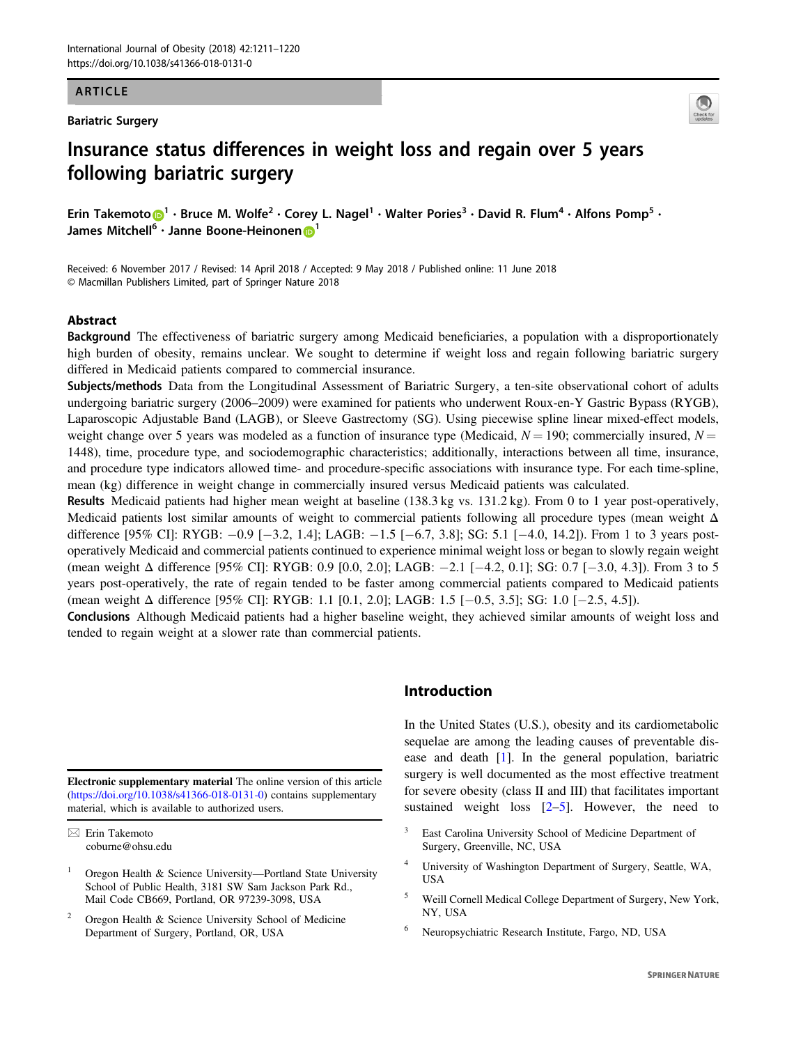ARTICLE

Bariatric Surgery

# Insurance status differences in weight loss and regain over 5 years following bariatric surgery

Erin Takemoto[1] · Bruce M. Wolfe[2] · Corey L. Nagel[1] · Walter Pories[3] · David R. Flum[4] · Alfons Pomp[5] · James Mitchell[6] · Janne Boone-Heinonen[1]

Received: 6 November 2017 / Revised: 14 April 2018 / Accepted: 9 May 2018 / Published online: 11 June 2018
© Macmillan Publishers Limited, part of Springer Nature 2018

## Abstract

**Background** The effectiveness of bariatric surgery among Medicaid beneficiaries, a population with a disproportionately high burden of obesity, remains unclear. We sought to determine if weight loss and regain following bariatric surgery differed in Medicaid patients compared to commercial insurance.

**Subjects/methods** Data from the Longitudinal Assessment of Bariatric Surgery, a ten-site observational cohort of adults undergoing bariatric surgery (2006–2009) were examined for patients who underwent Roux-en-Y Gastric Bypass (RYGB), Laparoscopic Adjustable Band (LAGB), or Sleeve Gastrectomy (SG). Using piecewise spline linear mixed-effect models, weight change over 5 years was modeled as a function of insurance type (Medicaid, $N = 190$; commercially insured, $N = 1448$), time, procedure type, and sociodemographic characteristics; additionally, interactions between all time, insurance, and procedure type indicators allowed time- and procedure-specific associations with insurance type. For each time-spline, mean (kg) difference in weight change in commercially insured versus Medicaid patients was calculated.

**Results** Medicaid patients had higher mean weight at baseline (138.3 kg vs. 131.2 kg). From 0 to 1 year post-operatively, Medicaid patients lost similar amounts of weight to commercial patients following all procedure types (mean weight Δ difference [95% CI]: RYGB: −0.9 [−3.2, 1.4]; LAGB: −1.5 [−6.7, 3.8]; SG: 5.1 [−4.0, 14.2]). From 1 to 3 years post-operatively Medicaid and commercial patients continued to experience minimal weight loss or began to slowly regain weight (mean weight Δ difference [95% CI]: RYGB: 0.9 [0.0, 2.0]; LAGB: −2.1 [−4.2, 0.1]; SG: 0.7 [−3.0, 4.3]). From 3 to 5 years post-operatively, the rate of regain tended to be faster among commercial patients compared to Medicaid patients (mean weight Δ difference [95% CI]: RYGB: 1.1 [0.1, 2.0]; LAGB: 1.5 [−0.5, 3.5]; SG: 1.0 [−2.5, 4.5]).

**Conclusions** Although Medicaid patients had a higher baseline weight, they achieved similar amounts of weight loss and tended to regain weight at a slower rate than commercial patients.

## Introduction

In the United States (U.S.), obesity and its cardiometabolic sequelae are among the leading causes of preventable disease and death [1]. In the general population, bariatric surgery is well documented as the most effective treatment for severe obesity (class II and III) that facilitates important sustained weight loss [2–5]. However, the need to

**Electronic supplementary material** The online version of this article (https://doi.org/10.1038/s41366-018-0131-0) contains supplementary material, which is available to authorized users.

✉ Erin Takemoto
coburne@ohsu.edu

1 Oregon Health & Science University—Portland State University School of Public Health, 3181 SW Sam Jackson Park Rd., Mail Code CB669, Portland, OR 97239-3098, USA

2 Oregon Health & Science University School of Medicine Department of Surgery, Portland, OR, USA

3 East Carolina University School of Medicine Department of Surgery, Greenville, NC, USA

4 University of Washington Department of Surgery, Seattle, WA, USA

5 Weill Cornell Medical College Department of Surgery, New York, NY, USA

6 Neuropsychiatric Research Institute, Fargo, ND, USA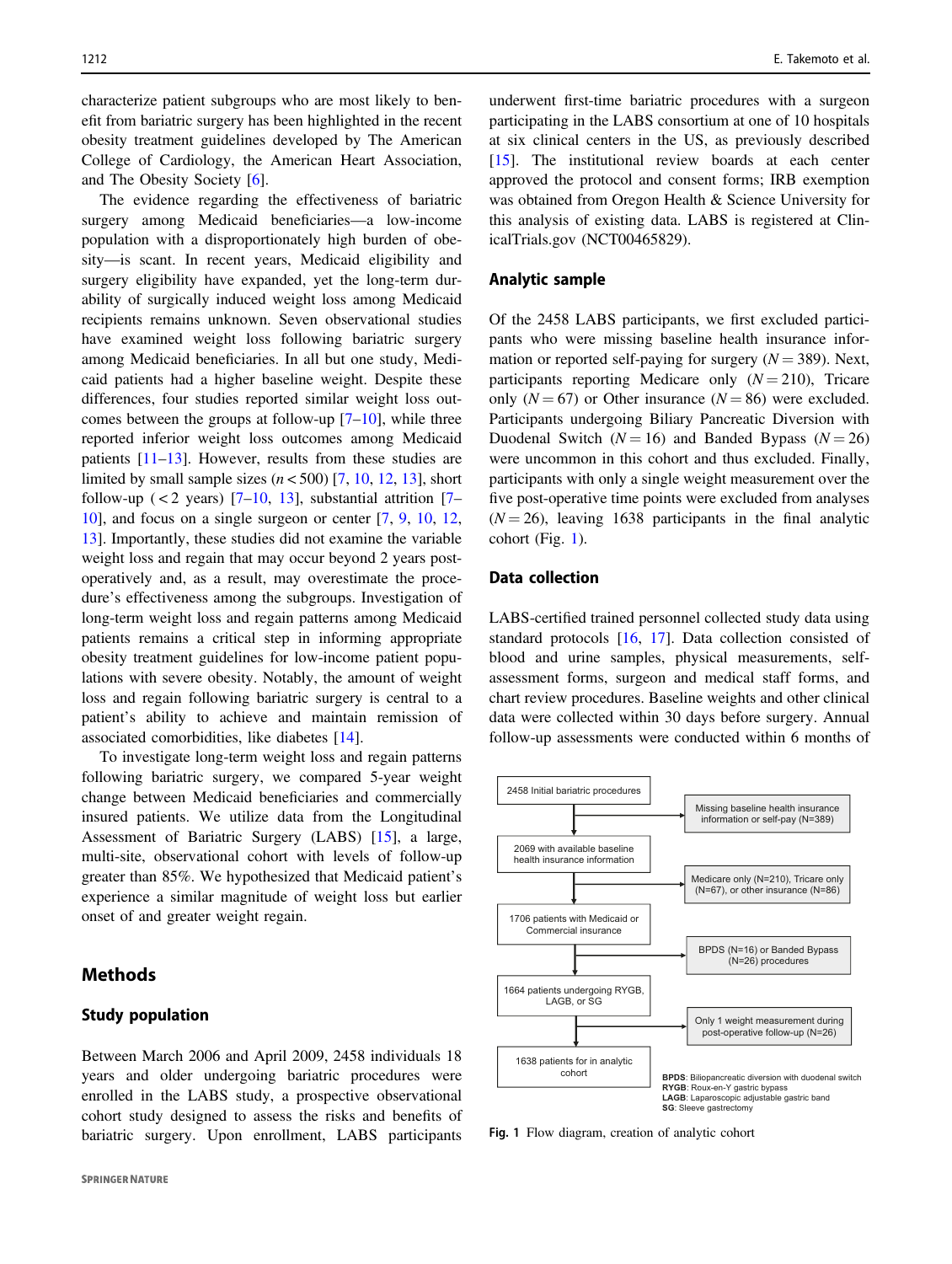characterize patient subgroups who are most likely to benefit from bariatric surgery has been highlighted in the recent obesity treatment guidelines developed by The American College of Cardiology, the American Heart Association, and The Obesity Society [6].

The evidence regarding the effectiveness of bariatric surgery among Medicaid beneficiaries—a low-income population with a disproportionately high burden of obesity—is scant. In recent years, Medicaid eligibility and surgery eligibility have expanded, yet the long-term durability of surgically induced weight loss among Medicaid recipients remains unknown. Seven observational studies have examined weight loss following bariatric surgery among Medicaid beneficiaries. In all but one study, Medicaid patients had a higher baseline weight. Despite these differences, four studies reported similar weight loss outcomes between the groups at follow-up [7–10], while three reported inferior weight loss outcomes among Medicaid patients [11–13]. However, results from these studies are limited by small sample sizes ($n < 500$) [7, 10, 12, 13], short follow-up ( $< 2$ years) [7–10, 13], substantial attrition [7–10], and focus on a single surgeon or center [7, 9, 10, 12, 13]. Importantly, these studies did not examine the variable weight loss and regain that may occur beyond 2 years postoperatively and, as a result, may overestimate the procedure's effectiveness among the subgroups. Investigation of long-term weight loss and regain patterns among Medicaid patients remains a critical step in informing appropriate obesity treatment guidelines for low-income patient populations with severe obesity. Notably, the amount of weight loss and regain following bariatric surgery is central to a patient's ability to achieve and maintain remission of associated comorbidities, like diabetes [14].

To investigate long-term weight loss and regain patterns following bariatric surgery, we compared 5-year weight change between Medicaid beneficiaries and commercially insured patients. We utilize data from the Longitudinal Assessment of Bariatric Surgery (LABS) [15], a large, multi-site, observational cohort with levels of follow-up greater than 85%. We hypothesized that Medicaid patient's experience a similar magnitude of weight loss but earlier onset of and greater weight regain.

# Methods

## Study population

Between March 2006 and April 2009, 2458 individuals 18 years and older undergoing bariatric procedures were enrolled in the LABS study, a prospective observational cohort study designed to assess the risks and benefits of bariatric surgery. Upon enrollment, LABS participants underwent first-time bariatric procedures with a surgeon participating in the LABS consortium at one of 10 hospitals at six clinical centers in the US, as previously described [15]. The institutional review boards at each center approved the protocol and consent forms; IRB exemption was obtained from Oregon Health & Science University for this analysis of existing data. LABS is registered at ClinicalTrials.gov (NCT00465829).

## Analytic sample

Of the 2458 LABS participants, we first excluded participants who were missing baseline health insurance information or reported self-paying for surgery ($N = 389$). Next, participants reporting Medicare only ($N = 210$), Tricare only ($N = 67$) or Other insurance ($N = 86$) were excluded. Participants undergoing Biliary Pancreatic Diversion with Duodenal Switch ($N = 16$) and Banded Bypass ($N = 26$) were uncommon in this cohort and thus excluded. Finally, participants with only a single weight measurement over the five post-operative time points were excluded from analyses ($N = 26$), leaving 1638 participants in the final analytic cohort (Fig. 1).

## Data collection

LABS-certified trained personnel collected study data using standard protocols [16, 17]. Data collection consisted of blood and urine samples, physical measurements, self-assessment forms, surgeon and medical staff forms, and chart review procedures. Baseline weights and other clinical data were collected within 30 days before surgery. Annual follow-up assessments were conducted within 6 months of

2458 Initial bariatric procedures → Missing baseline health insurance information or self-pay (N=389)

2069 with available baseline health insurance information → Medicare only (N=210), Tricare only (N=67), or other insurance (N=86)

1706 patients with Medicaid or Commercial insurance → BPDS (N=16) or Banded Bypass (N=26) procedures

1664 patients undergoing RYGB, LAGB, or SG → Only 1 weight measurement during post-operative follow-up (N=26)

1638 patients for in analytic cohort

**BPDS**: Biliopancreatic diversion with duodenal switch
**RYGB**: Roux-en-Y gastric bypass
**LAGB**: Laparoscopic adjustable gastric band
**SG**: Sleeve gastrectomy

**Fig. 1** Flow diagram, creation of analytic cohort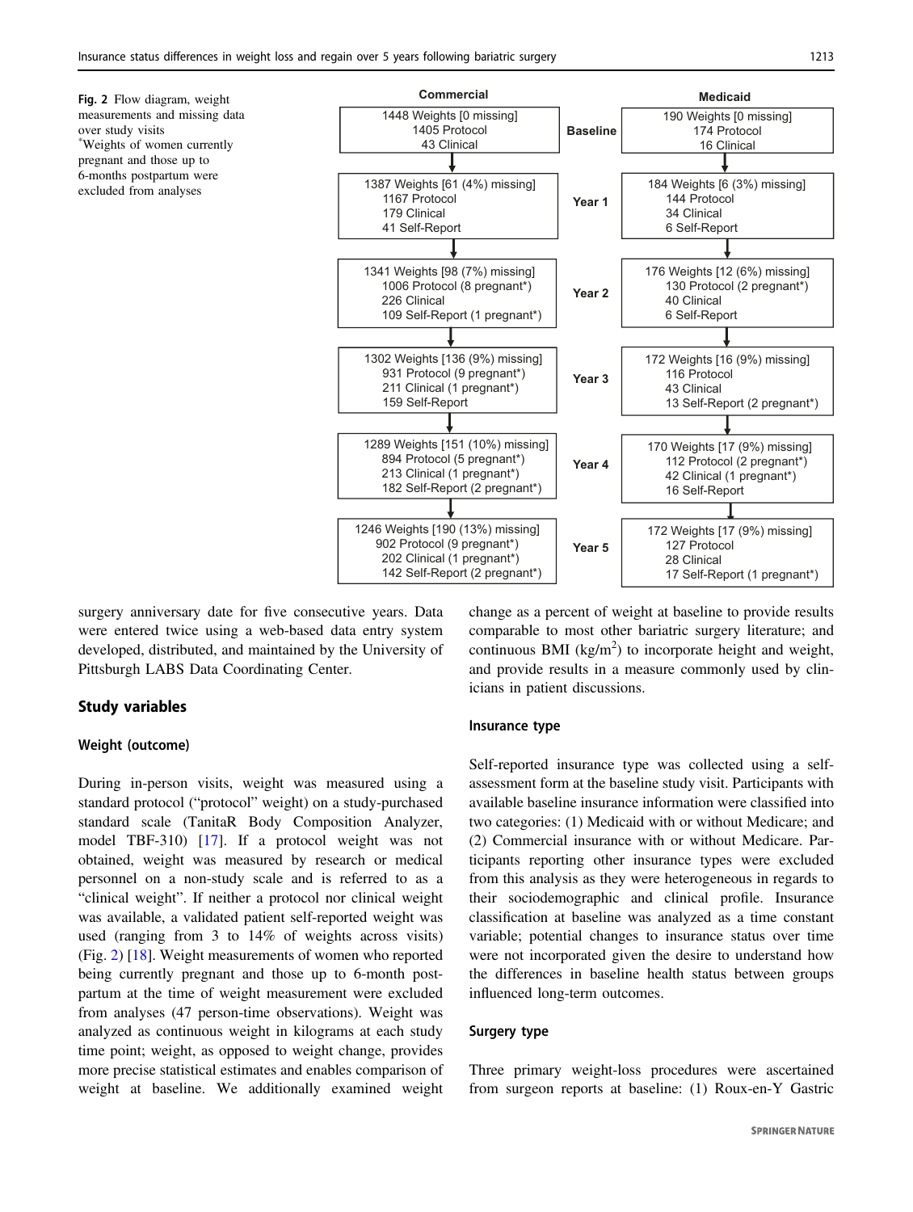**Fig. 2** Flow diagram, weight measurements and missing data over study visits
*Weights of women currently pregnant and those up to 6-months postpartum were excluded from analyses

| Commercial | | Medicaid |
|---|---|---|
| 1448 Weights [0 missing]<br>1405 Protocol<br>43 Clinical | Baseline | 190 Weights [0 missing]<br>174 Protocol<br>16 Clinical |
| 1387 Weights [61 (4%) missing]<br>1167 Protocol<br>179 Clinical<br>41 Self-Report | Year 1 | 184 Weights [6 (3%) missing]<br>144 Protocol<br>34 Clinical<br>6 Self-Report |
| 1341 Weights [98 (7%) missing]<br>1006 Protocol (8 pregnant*)<br>226 Clinical<br>109 Self-Report (1 pregnant*) | Year 2 | 176 Weights [12 (6%) missing]<br>130 Protocol (2 pregnant*)<br>40 Clinical<br>6 Self-Report |
| 1302 Weights [136 (9%) missing]<br>931 Protocol (9 pregnant*)<br>211 Clinical (1 pregnant*)<br>159 Self-Report | Year 3 | 172 Weights [16 (9%) missing]<br>116 Protocol<br>43 Clinical<br>13 Self-Report (2 pregnant*) |
| 1289 Weights [151 (10%) missing]<br>894 Protocol (5 pregnant*)<br>213 Clinical (1 pregnant*)<br>182 Self-Report (2 pregnant*) | Year 4 | 170 Weights [17 (9%) missing]<br>112 Protocol (2 pregnant*)<br>42 Clinical (1 pregnant*)<br>16 Self-Report |
| 1246 Weights [190 (13%) missing]<br>902 Protocol (9 pregnant*)<br>202 Clinical (1 pregnant*)<br>142 Self-Report (2 pregnant*) | Year 5 | 172 Weights [17 (9%) missing]<br>127 Protocol<br>28 Clinical<br>17 Self-Report (1 pregnant*) |

surgery anniversary date for five consecutive years. Data were entered twice using a web-based data entry system developed, distributed, and maintained by the University of Pittsburgh LABS Data Coordinating Center.

## Study variables

### Weight (outcome)

During in-person visits, weight was measured using a standard protocol ("protocol" weight) on a study-purchased standard scale (TanitaR Body Composition Analyzer, model TBF-310) [17]. If a protocol weight was not obtained, weight was measured by research or medical personnel on a non-study scale and is referred to as a "clinical weight". If neither a protocol nor clinical weight was available, a validated patient self-reported weight was used (ranging from 3 to 14% of weights across visits) (Fig. 2) [18]. Weight measurements of women who reported being currently pregnant and those up to 6-month postpartum at the time of weight measurement were excluded from analyses (47 person-time observations). Weight was analyzed as continuous weight in kilograms at each study time point; weight, as opposed to weight change, provides more precise statistical estimates and enables comparison of weight at baseline. We additionally examined weight change as a percent of weight at baseline to provide results comparable to most other bariatric surgery literature; and continuous BMI (kg/m$^2$) to incorporate height and weight, and provide results in a measure commonly used by clinicians in patient discussions.

### Insurance type

Self-reported insurance type was collected using a self-assessment form at the baseline study visit. Participants with available baseline insurance information were classified into two categories: (1) Medicaid with or without Medicare; and (2) Commercial insurance with or without Medicare. Participants reporting other insurance types were excluded from this analysis as they were heterogeneous in regards to their sociodemographic and clinical profile. Insurance classification at baseline was analyzed as a time constant variable; potential changes to insurance status over time were not incorporated given the desire to understand how the differences in baseline health status between groups influenced long-term outcomes.

### Surgery type

Three primary weight-loss procedures were ascertained from surgeon reports at baseline: (1) Roux-en-Y Gastric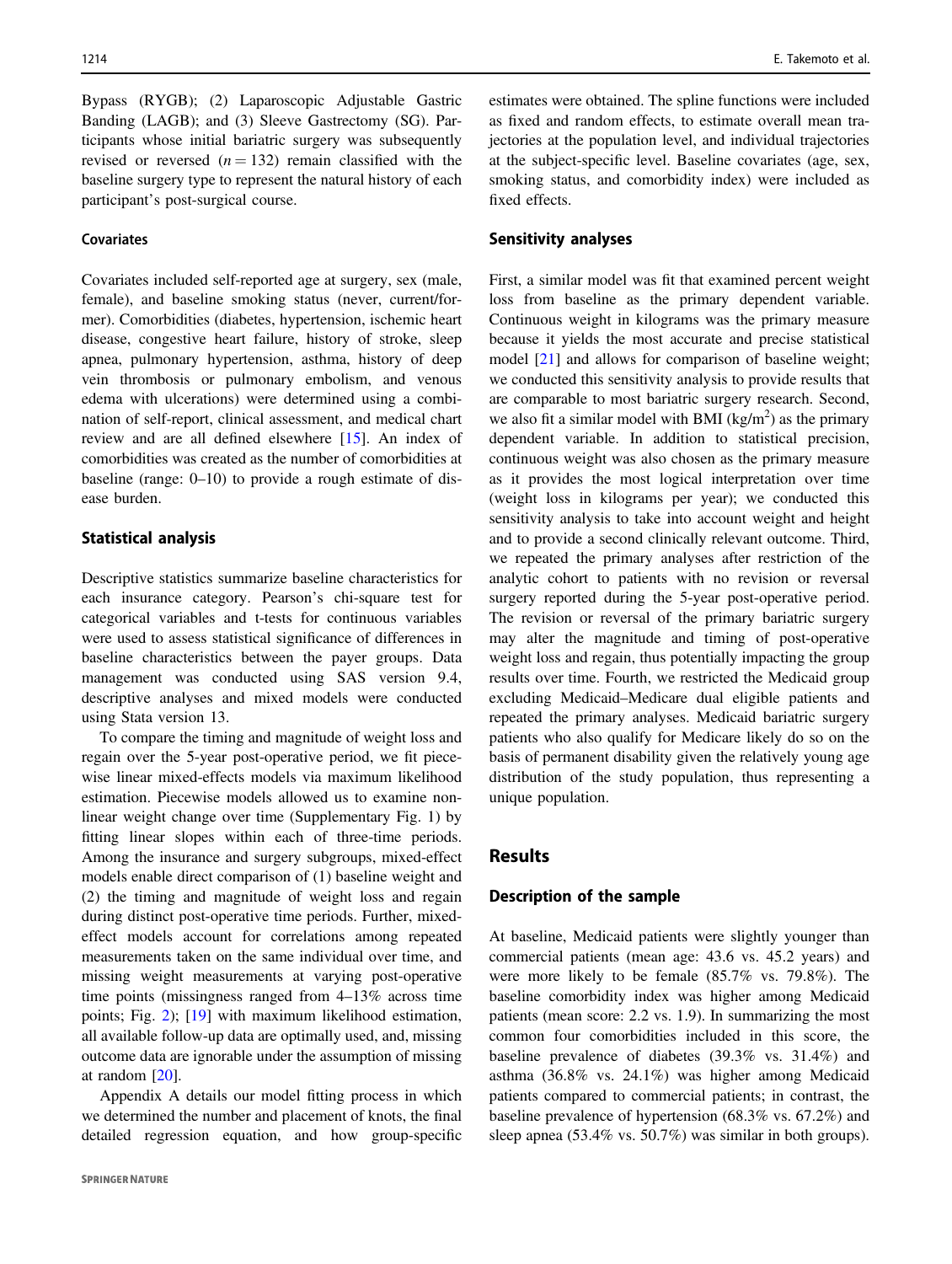Bypass (RYGB); (2) Laparoscopic Adjustable Gastric Banding (LAGB); and (3) Sleeve Gastrectomy (SG). Participants whose initial bariatric surgery was subsequently revised or reversed ($n = 132$) remain classified with the baseline surgery type to represent the natural history of each participant's post-surgical course.

### Covariates

Covariates included self-reported age at surgery, sex (male, female), and baseline smoking status (never, current/former). Comorbidities (diabetes, hypertension, ischemic heart disease, congestive heart failure, history of stroke, sleep apnea, pulmonary hypertension, asthma, history of deep vein thrombosis or pulmonary embolism, and venous edema with ulcerations) were determined using a combination of self-report, clinical assessment, and medical chart review and are all defined elsewhere [15]. An index of comorbidities was created as the number of comorbidities at baseline (range: 0–10) to provide a rough estimate of disease burden.

## Statistical analysis

Descriptive statistics summarize baseline characteristics for each insurance category. Pearson's chi-square test for categorical variables and t-tests for continuous variables were used to assess statistical significance of differences in baseline characteristics between the payer groups. Data management was conducted using SAS version 9.4, descriptive analyses and mixed models were conducted using Stata version 13.

To compare the timing and magnitude of weight loss and regain over the 5-year post-operative period, we fit piecewise linear mixed-effects models via maximum likelihood estimation. Piecewise models allowed us to examine nonlinear weight change over time (Supplementary Fig. 1) by fitting linear slopes within each of three-time periods. Among the insurance and surgery subgroups, mixed-effect models enable direct comparison of (1) baseline weight and (2) the timing and magnitude of weight loss and regain during distinct post-operative time periods. Further, mixed-effect models account for correlations among repeated measurements taken on the same individual over time, and missing weight measurements at varying post-operative time points (missingness ranged from 4–13% across time points; Fig. 2); [19] with maximum likelihood estimation, all available follow-up data are optimally used, and, missing outcome data are ignorable under the assumption of missing at random [20].

Appendix A details our model fitting process in which we determined the number and placement of knots, the final detailed regression equation, and how group-specific estimates were obtained. The spline functions were included as fixed and random effects, to estimate overall mean trajectories at the population level, and individual trajectories at the subject-specific level. Baseline covariates (age, sex, smoking status, and comorbidity index) were included as fixed effects.

## Sensitivity analyses

First, a similar model was fit that examined percent weight loss from baseline as the primary dependent variable. Continuous weight in kilograms was the primary measure because it yields the most accurate and precise statistical model [21] and allows for comparison of baseline weight; we conducted this sensitivity analysis to provide results that are comparable to most bariatric surgery research. Second, we also fit a similar model with BMI ($kg/m^2$) as the primary dependent variable. In addition to statistical precision, continuous weight was also chosen as the primary measure as it provides the most logical interpretation over time (weight loss in kilograms per year); we conducted this sensitivity analysis to take into account weight and height and to provide a second clinically relevant outcome. Third, we repeated the primary analyses after restriction of the analytic cohort to patients with no revision or reversal surgery reported during the 5-year post-operative period. The revision or reversal of the primary bariatric surgery may alter the magnitude and timing of post-operative weight loss and regain, thus potentially impacting the group results over time. Fourth, we restricted the Medicaid group excluding Medicaid–Medicare dual eligible patients and repeated the primary analyses. Medicaid bariatric surgery patients who also qualify for Medicare likely do so on the basis of permanent disability given the relatively young age distribution of the study population, thus representing a unique population.

# Results

## Description of the sample

At baseline, Medicaid patients were slightly younger than commercial patients (mean age: 43.6 vs. 45.2 years) and were more likely to be female (85.7% vs. 79.8%). The baseline comorbidity index was higher among Medicaid patients (mean score: 2.2 vs. 1.9). In summarizing the most common four comorbidities included in this score, the baseline prevalence of diabetes (39.3% vs. 31.4%) and asthma (36.8% vs. 24.1%) was higher among Medicaid patients compared to commercial patients; in contrast, the baseline prevalence of hypertension (68.3% vs. 67.2%) and sleep apnea (53.4% vs. 50.7%) was similar in both groups).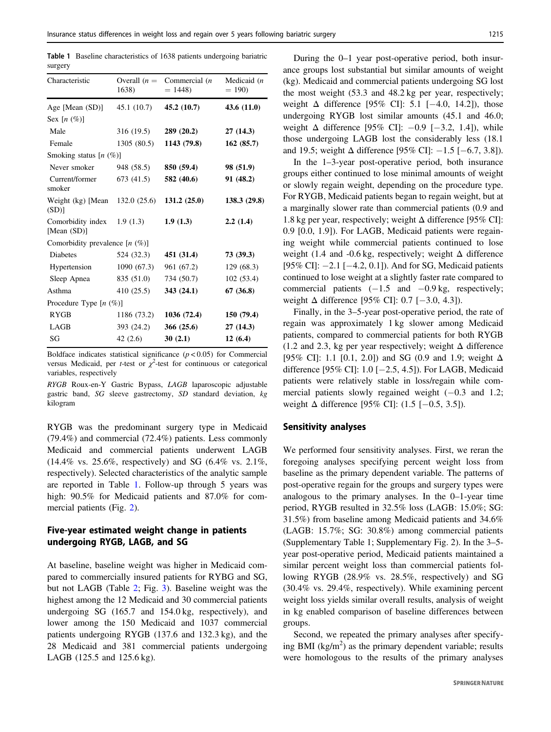**Table 1** Baseline characteristics of 1638 patients undergoing bariatric surgery

| Characteristic | Overall ($n$ = 1638) | Commercial ($n$ = 1448) | Medicaid ($n$ = 190) |
|---|---|---|---|
| Age [Mean (SD)] | 45.1 (10.7) | **45.2 (10.7)** | **43.6 (11.0)** |
| Sex [$n$ (%)] | | | |
| Male | 316 (19.5) | **289 (20.2)** | **27 (14.3)** |
| Female | 1305 (80.5) | **1143 (79.8)** | **162 (85.7)** |
| Smoking status [$n$ (%)] | | | |
| Never smoker | 948 (58.5) | **850 (59.4)** | **98 (51.9)** |
| Current/former smoker | 673 (41.5) | **582 (40.6)** | **91 (48.2)** |
| Weight (kg) [Mean (SD)] | 132.0 (25.6) | **131.2 (25.0)** | **138.3 (29.8)** |
| Comorbidity index [Mean (SD)] | 1.9 (1.3) | **1.9 (1.3)** | **2.2 (1.4)** |
| Comorbidity prevalence [$n$ (%)] | | | |
| Diabetes | 524 (32.3) | **451 (31.4)** | **73 (39.3)** |
| Hypertension | 1090 (67.3) | 961 (67.2) | 129 (68.3) |
| Sleep Apnea | 835 (51.0) | 734 (50.7) | 102 (53.4) |
| Asthma | 410 (25.5) | **343 (24.1)** | **67 (36.8)** |
| Procedure Type [$n$ (%)] | | | |
| RYGB | 1186 (73.2) | **1036 (72.4)** | **150 (79.4)** |
| LAGB | 393 (24.2) | **366 (25.6)** | **27 (14.3)** |
| SG | 42 (2.6) | **30 (2.1)** | **12 (6.4)** |

Boldface indicates statistical significance ($p < 0.05$) for Commercial versus Medicaid, per $t$-test or $\chi^2$-test for continuous or categorical variables, respectively

*RYGB* Roux-en-Y Gastric Bypass, *LAGB* laparoscopic adjustable gastric band, *SG* sleeve gastrectomy, *SD* standard deviation, *kg* kilogram

RYGB was the predominant surgery type in Medicaid (79.4%) and commercial (72.4%) patients. Less commonly Medicaid and commercial patients underwent LAGB (14.4% vs. 25.6%, respectively) and SG (6.4% vs. 2.1%, respectively). Selected characteristics of the analytic sample are reported in Table 1. Follow-up through 5 years was high: 90.5% for Medicaid patients and 87.0% for commercial patients (Fig. 2).

## Five-year estimated weight change in patients undergoing RYGB, LAGB, and SG

At baseline, baseline weight was higher in Medicaid compared to commercially insured patients for RYBG and SG, but not LAGB (Table 2; Fig. 3). Baseline weight was the highest among the 12 Medicaid and 30 commercial patients undergoing SG (165.7 and 154.0 kg, respectively), and lower among the 150 Medicaid and 1037 commercial patients undergoing RYGB (137.6 and 132.3 kg), and the 28 Medicaid and 381 commercial patients undergoing LAGB (125.5 and 125.6 kg).

During the 0–1 year post-operative period, both insurance groups lost substantial but similar amounts of weight (kg). Medicaid and commercial patients undergoing SG lost the most weight (53.3 and 48.2 kg per year, respectively; weight Δ difference [95% CI]: 5.1 [−4.0, 14.2]), those undergoing RYGB lost similar amounts (45.1 and 46.0; weight Δ difference [95% CI]: −0.9 [−3.2, 1.4]), while those undergoing LAGB lost the considerably less (18.1 and 19.5; weight Δ difference [95% CI]: −1.5 [−6.7, 3.8]).

In the 1–3-year post-operative period, both insurance groups either continued to lose minimal amounts of weight or slowly regain weight, depending on the procedure type. For RYGB, Medicaid patients began to regain weight, but at a marginally slower rate than commercial patients (0.9 and 1.8 kg per year, respectively; weight Δ difference [95% CI]: 0.9 [0.0, 1.9]). For LAGB, Medicaid patients were regaining weight while commercial patients continued to lose weight (1.4 and -0.6 kg, respectively; weight Δ difference [95% CI]: −2.1 [−4.2, 0.1]). And for SG, Medicaid patients continued to lose weight at a slightly faster rate compared to commercial patients (−1.5 and −0.9 kg, respectively; weight Δ difference [95% CI]: 0.7 [−3.0, 4.3]).

Finally, in the 3–5-year post-operative period, the rate of regain was approximately 1 kg slower among Medicaid patients, compared to commercial patients for both RYGB (1.2 and 2.3, kg per year respectively; weight Δ difference [95% CI]: 1.1 [0.1, 2.0]) and SG (0.9 and 1.9; weight Δ difference [95% CI]: 1.0 [−2.5, 4.5]). For LAGB, Medicaid patients were relatively stable in loss/regain while commercial patients slowly regained weight (−0.3 and 1.2; weight Δ difference [95% CI]: (1.5 [−0.5, 3.5]).

## Sensitivity analyses

We performed four sensitivity analyses. First, we reran the foregoing analyses specifying percent weight loss from baseline as the primary dependent variable. The patterns of post-operative regain for the groups and surgery types were analogous to the primary analyses. In the 0–1-year time period, RYGB resulted in 32.5% loss (LAGB: 15.0%; SG: 31.5%) from baseline among Medicaid patients and 34.6% (LAGB: 15.7%; SG: 30.8%) among commercial patients (Supplementary Table 1; Supplementary Fig. 2). In the 3–5-year post-operative period, Medicaid patients maintained a similar percent weight loss than commercial patients following RYGB (28.9% vs. 28.5%, respectively) and SG (30.4% vs. 29.4%, respectively). While examining percent weight loss yields similar overall results, analysis of weight in kg enabled comparison of baseline differences between groups.

Second, we repeated the primary analyses after specifying BMI (kg/m$^2$) as the primary dependent variable; results were homologous to the results of the primary analyses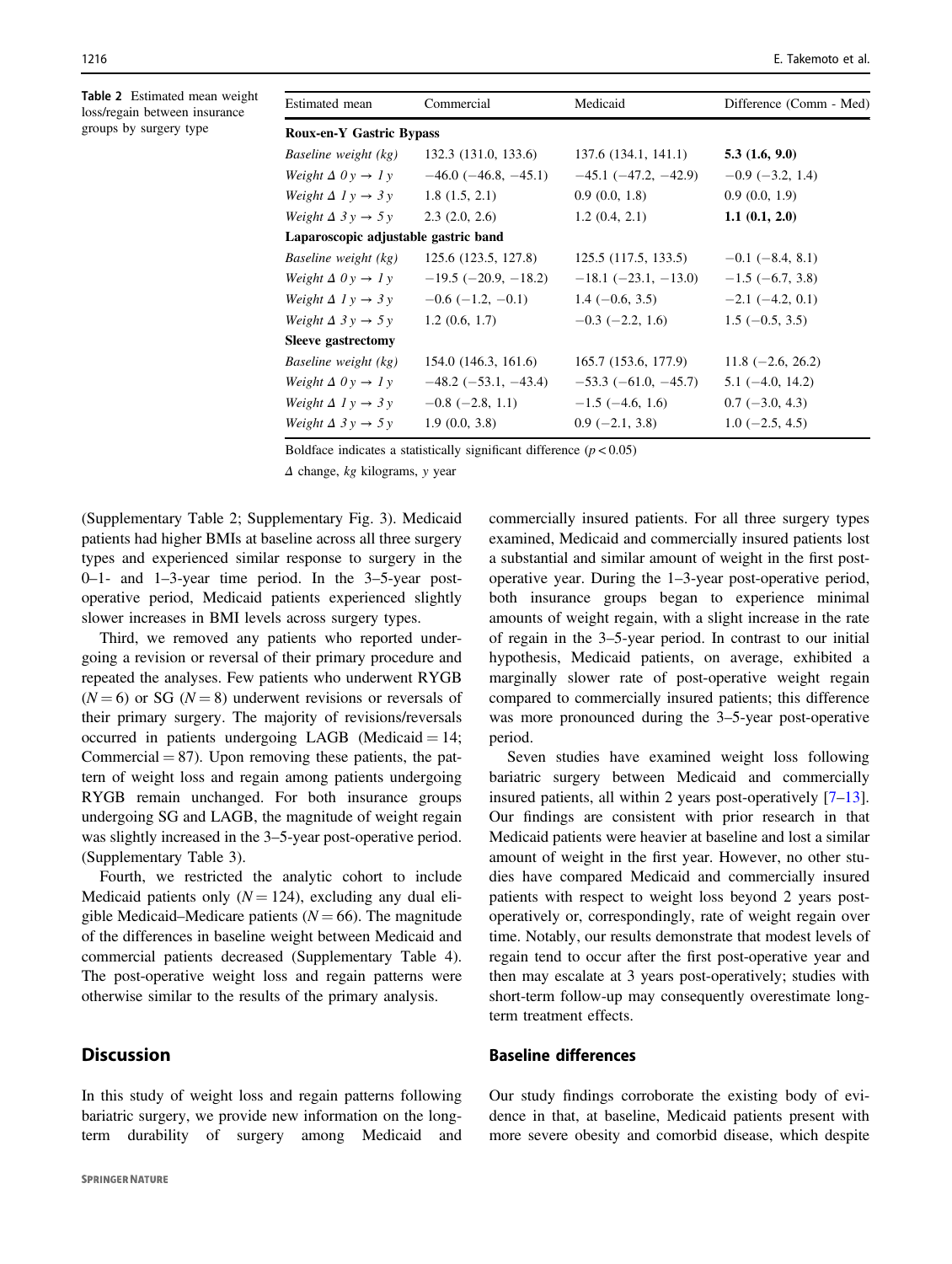**Table 2** Estimated mean weight loss/regain between insurance groups by surgery type

| Estimated mean | Commercial | Medicaid | Difference (Comm - Med) |
|---|---|---|---|
| **Roux-en-Y Gastric Bypass** | | | |
| *Baseline weight (kg)* | 132.3 (131.0, 133.6) | 137.6 (134.1, 141.1) | **5.3 (1.6, 9.0)** |
| *Weight Δ 0 y → 1 y* | −46.0 (−46.8, −45.1) | −45.1 (−47.2, −42.9) | −0.9 (−3.2, 1.4) |
| *Weight Δ 1 y → 3 y* | 1.8 (1.5, 2.1) | 0.9 (0.0, 1.8) | 0.9 (0.0, 1.9) |
| *Weight Δ 3 y → 5 y* | 2.3 (2.0, 2.6) | 1.2 (0.4, 2.1) | **1.1 (0.1, 2.0)** |
| **Laparoscopic adjustable gastric band** | | | |
| *Baseline weight (kg)* | 125.6 (123.5, 127.8) | 125.5 (117.5, 133.5) | −0.1 (−8.4, 8.1) |
| *Weight Δ 0 y → 1 y* | −19.5 (−20.9, −18.2) | −18.1 (−23.1, −13.0) | −1.5 (−6.7, 3.8) |
| *Weight Δ 1 y → 3 y* | −0.6 (−1.2, −0.1) | 1.4 (−0.6, 3.5) | −2.1 (−4.2, 0.1) |
| *Weight Δ 3 y → 5 y* | 1.2 (0.6, 1.7) | −0.3 (−2.2, 1.6) | 1.5 (−0.5, 3.5) |
| **Sleeve gastrectomy** | | | |
| *Baseline weight (kg)* | 154.0 (146.3, 161.6) | 165.7 (153.6, 177.9) | 11.8 (−2.6, 26.2) |
| *Weight Δ 0 y → 1 y* | −48.2 (−53.1, −43.4) | −53.3 (−61.0, −45.7) | 5.1 (−4.0, 14.2) |
| *Weight Δ 1 y → 3 y* | −0.8 (−2.8, 1.1) | −1.5 (−4.6, 1.6) | 0.7 (−3.0, 4.3) |
| *Weight Δ 3 y → 5 y* | 1.9 (0.0, 3.8) | 0.9 (−2.1, 3.8) | 1.0 (−2.5, 4.5) |

Boldface indicates a statistically significant difference ($p < 0.05$)

Δ change, *kg* kilograms, *y* year

(Supplementary Table 2; Supplementary Fig. 3). Medicaid patients had higher BMIs at baseline across all three surgery types and experienced similar response to surgery in the 0–1- and 1–3-year time period. In the 3–5-year post-operative period, Medicaid patients experienced slightly slower increases in BMI levels across surgery types.

Third, we removed any patients who reported undergoing a revision or reversal of their primary procedure and repeated the analyses. Few patients who underwent RYGB ($N = 6$) or SG ($N = 8$) underwent revisions or reversals of their primary surgery. The majority of revisions/reversals occurred in patients undergoing LAGB (Medicaid = 14; Commercial = 87). Upon removing these patients, the pattern of weight loss and regain among patients undergoing RYGB remain unchanged. For both insurance groups undergoing SG and LAGB, the magnitude of weight regain was slightly increased in the 3–5-year post-operative period. (Supplementary Table 3).

Fourth, we restricted the analytic cohort to include Medicaid patients only ($N = 124$), excluding any dual eligible Medicaid–Medicare patients ($N = 66$). The magnitude of the differences in baseline weight between Medicaid and commercial patients decreased (Supplementary Table 4). The post-operative weight loss and regain patterns were otherwise similar to the results of the primary analysis.

## Discussion

In this study of weight loss and regain patterns following bariatric surgery, we provide new information on the long-term durability of surgery among Medicaid and commercially insured patients. For all three surgery types examined, Medicaid and commercially insured patients lost a substantial and similar amount of weight in the first post-operative year. During the 1–3-year post-operative period, both insurance groups began to experience minimal amounts of weight regain, with a slight increase in the rate of regain in the 3–5-year period. In contrast to our initial hypothesis, Medicaid patients, on average, exhibited a marginally slower rate of post-operative weight regain compared to commercially insured patients; this difference was more pronounced during the 3–5-year post-operative period.

Seven studies have examined weight loss following bariatric surgery between Medicaid and commercially insured patients, all within 2 years post-operatively [7–13]. Our findings are consistent with prior research in that Medicaid patients were heavier at baseline and lost a similar amount of weight in the first year. However, no other studies have compared Medicaid and commercially insured patients with respect to weight loss beyond 2 years post-operatively or, correspondingly, rate of weight regain over time. Notably, our results demonstrate that modest levels of regain tend to occur after the first post-operative year and then may escalate at 3 years post-operatively; studies with short-term follow-up may consequently overestimate long-term treatment effects.

### Baseline differences

Our study findings corroborate the existing body of evidence in that, at baseline, Medicaid patients present with more severe obesity and comorbid disease, which despite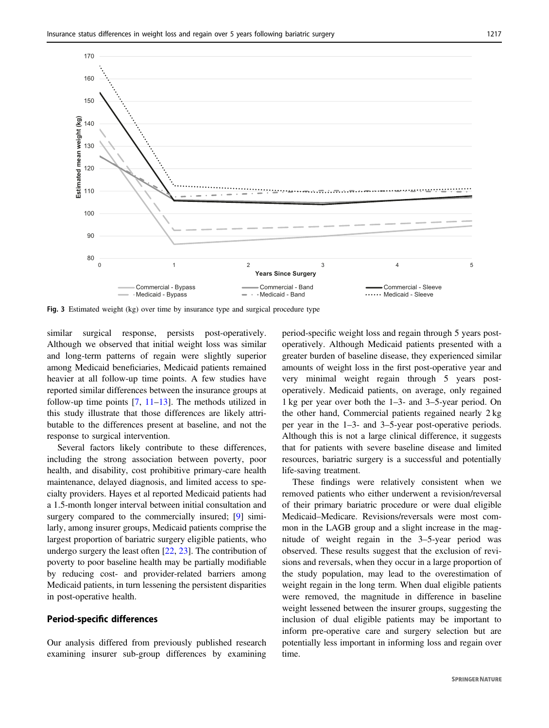Fig. 3 Estimated weight (kg) over time by insurance type and surgical procedure type

similar surgical response, persists post-operatively. Although we observed that initial weight loss was similar and long-term patterns of regain were slightly superior among Medicaid beneficiaries, Medicaid patients remained heavier at all follow-up time points. A few studies have reported similar differences between the insurance groups at follow-up time points [7, 11–13]. The methods utilized in this study illustrate that those differences are likely attributable to the differences present at baseline, and not the response to surgical intervention.

Several factors likely contribute to these differences, including the strong association between poverty, poor health, and disability, cost prohibitive primary-care health maintenance, delayed diagnosis, and limited access to specialty providers. Hayes et al reported Medicaid patients had a 1.5-month longer interval between initial consultation and surgery compared to the commercially insured; [9] similarly, among insurer groups, Medicaid patients comprise the largest proportion of bariatric surgery eligible patients, who undergo surgery the least often [22, 23]. The contribution of poverty to poor baseline health may be partially modifiable by reducing cost- and provider-related barriers among Medicaid patients, in turn lessening the persistent disparities in post-operative health.

## Period-specific differences

Our analysis differed from previously published research examining insurer sub-group differences by examining period-specific weight loss and regain through 5 years post-operatively. Although Medicaid patients presented with a greater burden of baseline disease, they experienced similar amounts of weight loss in the first post-operative year and very minimal weight regain through 5 years post-operatively. Medicaid patients, on average, only regained 1 kg per year over both the 1–3- and 3–5-year period. On the other hand, Commercial patients regained nearly 2 kg per year in the 1–3- and 3–5-year post-operative periods. Although this is not a large clinical difference, it suggests that for patients with severe baseline disease and limited resources, bariatric surgery is a successful and potentially life-saving treatment.

These findings were relatively consistent when we removed patients who either underwent a revision/reversal of their primary bariatric procedure or were dual eligible Medicaid–Medicare. Revisions/reversals were most common in the LAGB group and a slight increase in the magnitude of weight regain in the 3–5-year period was observed. These results suggest that the exclusion of revisions and reversals, when they occur in a large proportion of the study population, may lead to the overestimation of weight regain in the long term. When dual eligible patients were removed, the magnitude in difference in baseline weight lessened between the insurer groups, suggesting the inclusion of dual eligible patients may be important to inform pre-operative care and surgery selection but are potentially less important in informing loss and regain over time.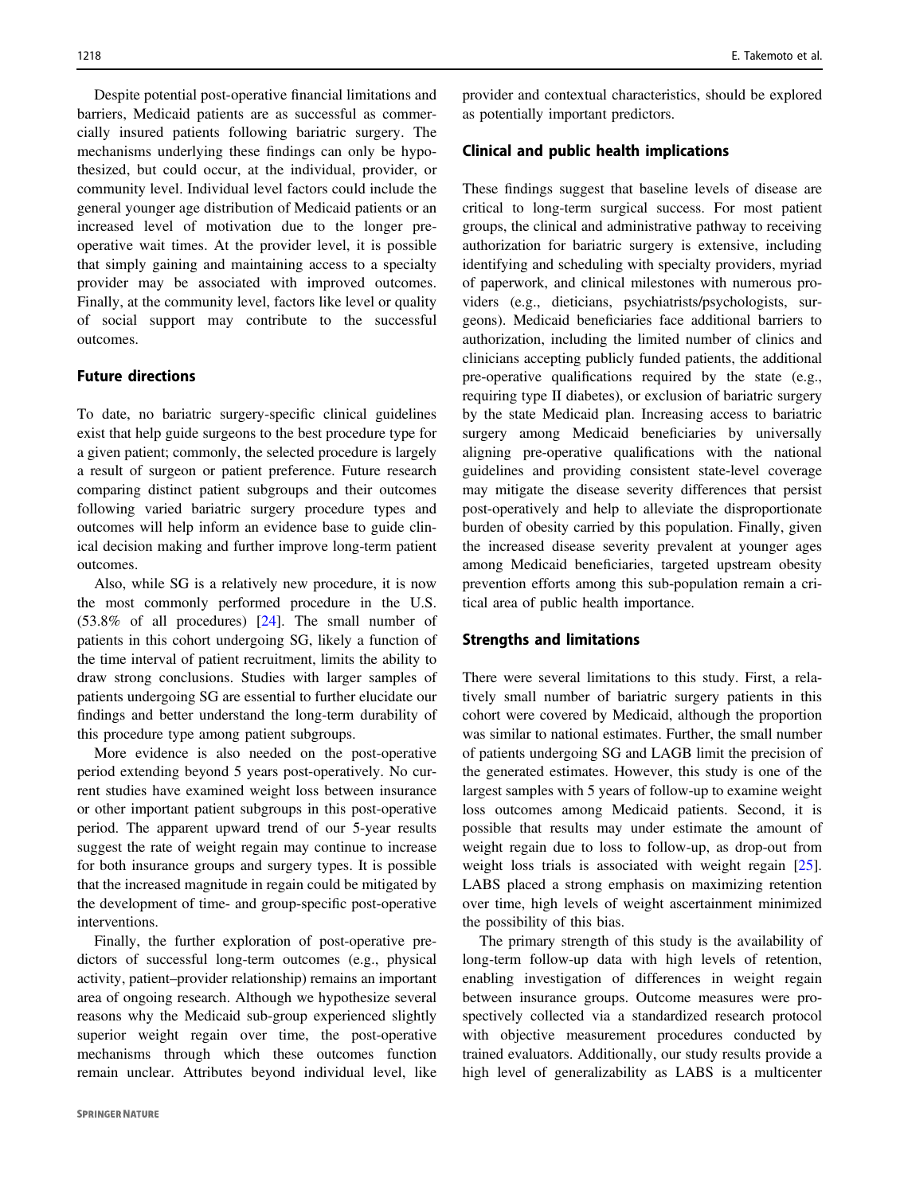Despite potential post-operative financial limitations and barriers, Medicaid patients are as successful as commercially insured patients following bariatric surgery. The mechanisms underlying these findings can only be hypothesized, but could occur, at the individual, provider, or community level. Individual level factors could include the general younger age distribution of Medicaid patients or an increased level of motivation due to the longer pre-operative wait times. At the provider level, it is possible that simply gaining and maintaining access to a specialty provider may be associated with improved outcomes. Finally, at the community level, factors like level or quality of social support may contribute to the successful outcomes.

## Future directions

To date, no bariatric surgery-specific clinical guidelines exist that help guide surgeons to the best procedure type for a given patient; commonly, the selected procedure is largely a result of surgeon or patient preference. Future research comparing distinct patient subgroups and their outcomes following varied bariatric surgery procedure types and outcomes will help inform an evidence base to guide clinical decision making and further improve long-term patient outcomes.

Also, while SG is a relatively new procedure, it is now the most commonly performed procedure in the U.S. (53.8% of all procedures) [24]. The small number of patients in this cohort undergoing SG, likely a function of the time interval of patient recruitment, limits the ability to draw strong conclusions. Studies with larger samples of patients undergoing SG are essential to further elucidate our findings and better understand the long-term durability of this procedure type among patient subgroups.

More evidence is also needed on the post-operative period extending beyond 5 years post-operatively. No current studies have examined weight loss between insurance or other important patient subgroups in this post-operative period. The apparent upward trend of our 5-year results suggest the rate of weight regain may continue to increase for both insurance groups and surgery types. It is possible that the increased magnitude in regain could be mitigated by the development of time- and group-specific post-operative interventions.

Finally, the further exploration of post-operative predictors of successful long-term outcomes (e.g., physical activity, patient–provider relationship) remains an important area of ongoing research. Although we hypothesize several reasons why the Medicaid sub-group experienced slightly superior weight regain over time, the post-operative mechanisms through which these outcomes function remain unclear. Attributes beyond individual level, like provider and contextual characteristics, should be explored as potentially important predictors.

## Clinical and public health implications

These findings suggest that baseline levels of disease are critical to long-term surgical success. For most patient groups, the clinical and administrative pathway to receiving authorization for bariatric surgery is extensive, including identifying and scheduling with specialty providers, myriad of paperwork, and clinical milestones with numerous providers (e.g., dieticians, psychiatrists/psychologists, surgeons). Medicaid beneficiaries face additional barriers to authorization, including the limited number of clinics and clinicians accepting publicly funded patients, the additional pre-operative qualifications required by the state (e.g., requiring type II diabetes), or exclusion of bariatric surgery by the state Medicaid plan. Increasing access to bariatric surgery among Medicaid beneficiaries by universally aligning pre-operative qualifications with the national guidelines and providing consistent state-level coverage may mitigate the disease severity differences that persist post-operatively and help to alleviate the disproportionate burden of obesity carried by this population. Finally, given the increased disease severity prevalent at younger ages among Medicaid beneficiaries, targeted upstream obesity prevention efforts among this sub-population remain a critical area of public health importance.

## Strengths and limitations

There were several limitations to this study. First, a relatively small number of bariatric surgery patients in this cohort were covered by Medicaid, although the proportion was similar to national estimates. Further, the small number of patients undergoing SG and LAGB limit the precision of the generated estimates. However, this study is one of the largest samples with 5 years of follow-up to examine weight loss outcomes among Medicaid patients. Second, it is possible that results may under estimate the amount of weight regain due to loss to follow-up, as drop-out from weight loss trials is associated with weight regain [25]. LABS placed a strong emphasis on maximizing retention over time, high levels of weight ascertainment minimized the possibility of this bias.

The primary strength of this study is the availability of long-term follow-up data with high levels of retention, enabling investigation of differences in weight regain between insurance groups. Outcome measures were prospectively collected via a standardized research protocol with objective measurement procedures conducted by trained evaluators. Additionally, our study results provide a high level of generalizability as LABS is a multicenter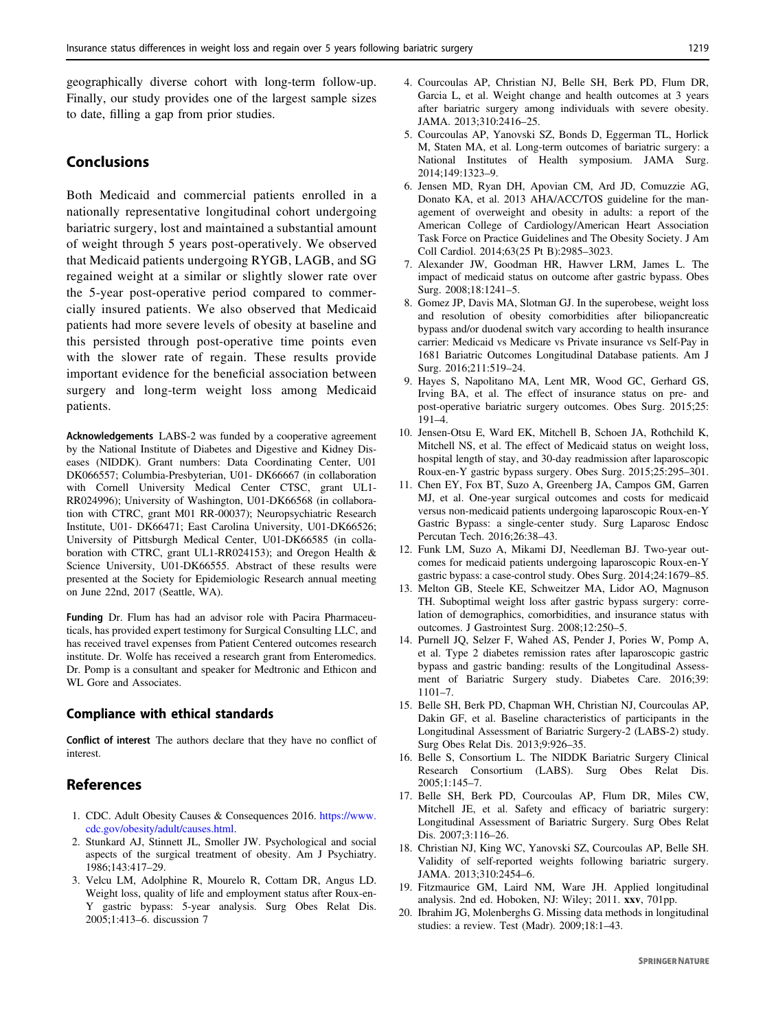geographically diverse cohort with long-term follow-up. Finally, our study provides one of the largest sample sizes to date, filling a gap from prior studies.

## Conclusions

Both Medicaid and commercial patients enrolled in a nationally representative longitudinal cohort undergoing bariatric surgery, lost and maintained a substantial amount of weight through 5 years post-operatively. We observed that Medicaid patients undergoing RYGB, LAGB, and SG regained weight at a similar or slightly slower rate over the 5-year post-operative period compared to commercially insured patients. We also observed that Medicaid patients had more severe levels of obesity at baseline and this persisted through post-operative time points even with the slower rate of regain. These results provide important evidence for the beneficial association between surgery and long-term weight loss among Medicaid patients.

**Acknowledgements** LABS-2 was funded by a cooperative agreement by the National Institute of Diabetes and Digestive and Kidney Diseases (NIDDK). Grant numbers: Data Coordinating Center, U01 DK066557; Columbia-Presbyterian, U01- DK66667 (in collaboration with Cornell University Medical Center CTSC, grant UL1-RR024996); University of Washington, U01-DK66568 (in collaboration with CTRC, grant M01 RR-00037); Neuropsychiatric Research Institute, U01- DK66471; East Carolina University, U01-DK66526; University of Pittsburgh Medical Center, U01-DK66585 (in collaboration with CTRC, grant UL1-RR024153); and Oregon Health & Science University, U01-DK66555. Abstract of these results were presented at the Society for Epidemiologic Research annual meeting on June 22nd, 2017 (Seattle, WA).

**Funding** Dr. Flum has had an advisor role with Pacira Pharmaceuticals, has provided expert testimony for Surgical Consulting LLC, and has received travel expenses from Patient Centered outcomes research institute. Dr. Wolfe has received a research grant from Enteromedics. Dr. Pomp is a consultant and speaker for Medtronic and Ethicon and WL Gore and Associates.

### Compliance with ethical standards

**Conflict of interest** The authors declare that they have no conflict of interest.

## References

1. CDC. Adult Obesity Causes & Consequences 2016. https://www.cdc.gov/obesity/adult/causes.html.
2. Stunkard AJ, Stinnett JL, Smoller JW. Psychological and social aspects of the surgical treatment of obesity. Am J Psychiatry. 1986;143:417–29.
3. Velcu LM, Adolphine R, Mourelo R, Cottam DR, Angus LD. Weight loss, quality of life and employment status after Roux-en-Y gastric bypass: 5-year analysis. Surg Obes Relat Dis. 2005;1:413–6. discussion 7
4. Courcoulas AP, Christian NJ, Belle SH, Berk PD, Flum DR, Garcia L, et al. Weight change and health outcomes at 3 years after bariatric surgery among individuals with severe obesity. JAMA. 2013;310:2416–25.
5. Courcoulas AP, Yanovski SZ, Bonds D, Eggerman TL, Horlick M, Staten MA, et al. Long-term outcomes of bariatric surgery: a National Institutes of Health symposium. JAMA Surg. 2014;149:1323–9.
6. Jensen MD, Ryan DH, Apovian CM, Ard JD, Comuzzie AG, Donato KA, et al. 2013 AHA/ACC/TOS guideline for the management of overweight and obesity in adults: a report of the American College of Cardiology/American Heart Association Task Force on Practice Guidelines and The Obesity Society. J Am Coll Cardiol. 2014;63(25 Pt B):2985–3023.
7. Alexander JW, Goodman HR, Hawver LRM, James L. The impact of medicaid status on outcome after gastric bypass. Obes Surg. 2008;18:1241–5.
8. Gomez JP, Davis MA, Slotman GJ. In the superobese, weight loss and resolution of obesity comorbidities after biliopancreatic bypass and/or duodenal switch vary according to health insurance carrier: Medicaid vs Medicare vs Private insurance vs Self-Pay in 1681 Bariatric Outcomes Longitudinal Database patients. Am J Surg. 2016;211:519–24.
9. Hayes S, Napolitano MA, Lent MR, Wood GC, Gerhard GS, Irving BA, et al. The effect of insurance status on pre- and post-operative bariatric surgery outcomes. Obes Surg. 2015;25:191–4.
10. Jensen-Otsu E, Ward EK, Mitchell B, Schoen JA, Rothchild K, Mitchell NS, et al. The effect of Medicaid status on weight loss, hospital length of stay, and 30-day readmission after laparoscopic Roux-en-Y gastric bypass surgery. Obes Surg. 2015;25:295–301.
11. Chen EY, Fox BT, Suzo A, Greenberg JA, Campos GM, Garren MJ, et al. One-year surgical outcomes and costs for medicaid versus non-medicaid patients undergoing laparoscopic Roux-en-Y Gastric Bypass: a single-center study. Surg Laparosc Endosc Percutan Tech. 2016;26:38–43.
12. Funk LM, Suzo A, Mikami DJ, Needleman BJ. Two-year outcomes for medicaid patients undergoing laparoscopic Roux-en-Y gastric bypass: a case-control study. Obes Surg. 2014;24:1679–85.
13. Melton GB, Steele KE, Schweitzer MA, Lidor AO, Magnuson TH. Suboptimal weight loss after gastric bypass surgery: correlation of demographics, comorbidities, and insurance status with outcomes. J Gastrointest Surg. 2008;12:250–5.
14. Purnell JQ, Selzer F, Wahed AS, Pender J, Pories W, Pomp A, et al. Type 2 diabetes remission rates after laparoscopic gastric bypass and gastric banding: results of the Longitudinal Assessment of Bariatric Surgery study. Diabetes Care. 2016;39:1101–7.
15. Belle SH, Berk PD, Chapman WH, Christian NJ, Courcoulas AP, Dakin GF, et al. Baseline characteristics of participants in the Longitudinal Assessment of Bariatric Surgery-2 (LABS-2) study. Surg Obes Relat Dis. 2013;9:926–35.
16. Belle S, Consortium L. The NIDDK Bariatric Surgery Clinical Research Consortium (LABS). Surg Obes Relat Dis. 2005;1:145–7.
17. Belle SH, Berk PD, Courcoulas AP, Flum DR, Miles CW, Mitchell JE, et al. Safety and efficacy of bariatric surgery: Longitudinal Assessment of Bariatric Surgery. Surg Obes Relat Dis. 2007;3:116–26.
18. Christian NJ, King WC, Yanovski SZ, Courcoulas AP, Belle SH. Validity of self-reported weights following bariatric surgery. JAMA. 2013;310:2454–6.
19. Fitzmaurice GM, Laird NM, Ware JH. Applied longitudinal analysis. 2nd ed. Hoboken, NJ: Wiley; 2011. **xxv**, 701pp.
20. Ibrahim JG, Molenberghs G. Missing data methods in longitudinal studies: a review. Test (Madr). 2009;18:1–43.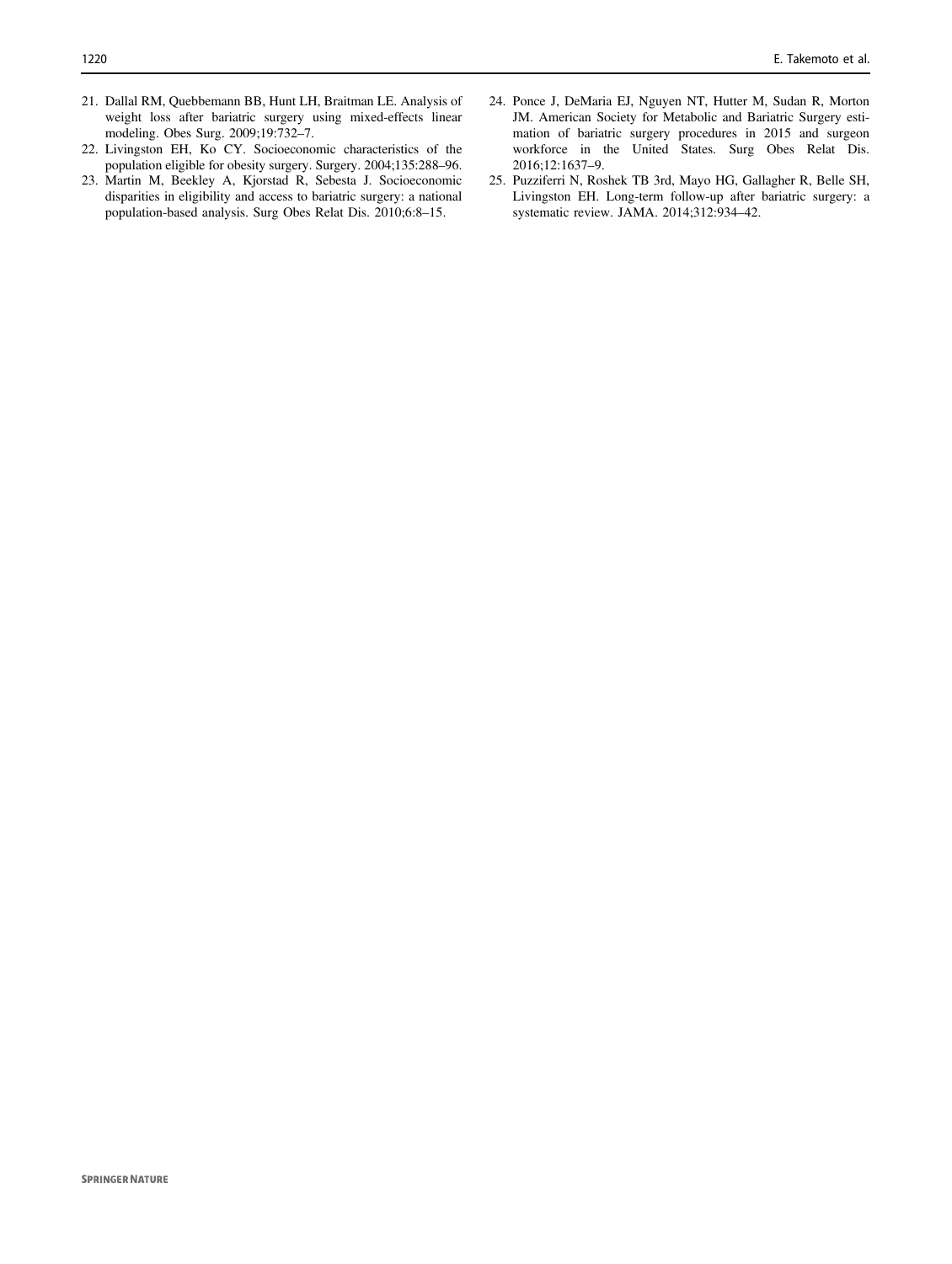21. Dallal RM, Quebbemann BB, Hunt LH, Braitman LE. Analysis of weight loss after bariatric surgery using mixed-effects linear modeling. Obes Surg. 2009;19:732–7.
22. Livingston EH, Ko CY. Socioeconomic characteristics of the population eligible for obesity surgery. Surgery. 2004;135:288–96.
23. Martin M, Beekley A, Kjorstad R, Sebesta J. Socioeconomic disparities in eligibility and access to bariatric surgery: a national population-based analysis. Surg Obes Relat Dis. 2010;6:8–15.
24. Ponce J, DeMaria EJ, Nguyen NT, Hutter M, Sudan R, Morton JM. American Society for Metabolic and Bariatric Surgery estimation of bariatric surgery procedures in 2015 and surgeon workforce in the United States. Surg Obes Relat Dis. 2016;12:1637–9.
25. Puzziferri N, Roshek TB 3rd, Mayo HG, Gallagher R, Belle SH, Livingston EH. Long-term follow-up after bariatric surgery: a systematic review. JAMA. 2014;312:934–42.